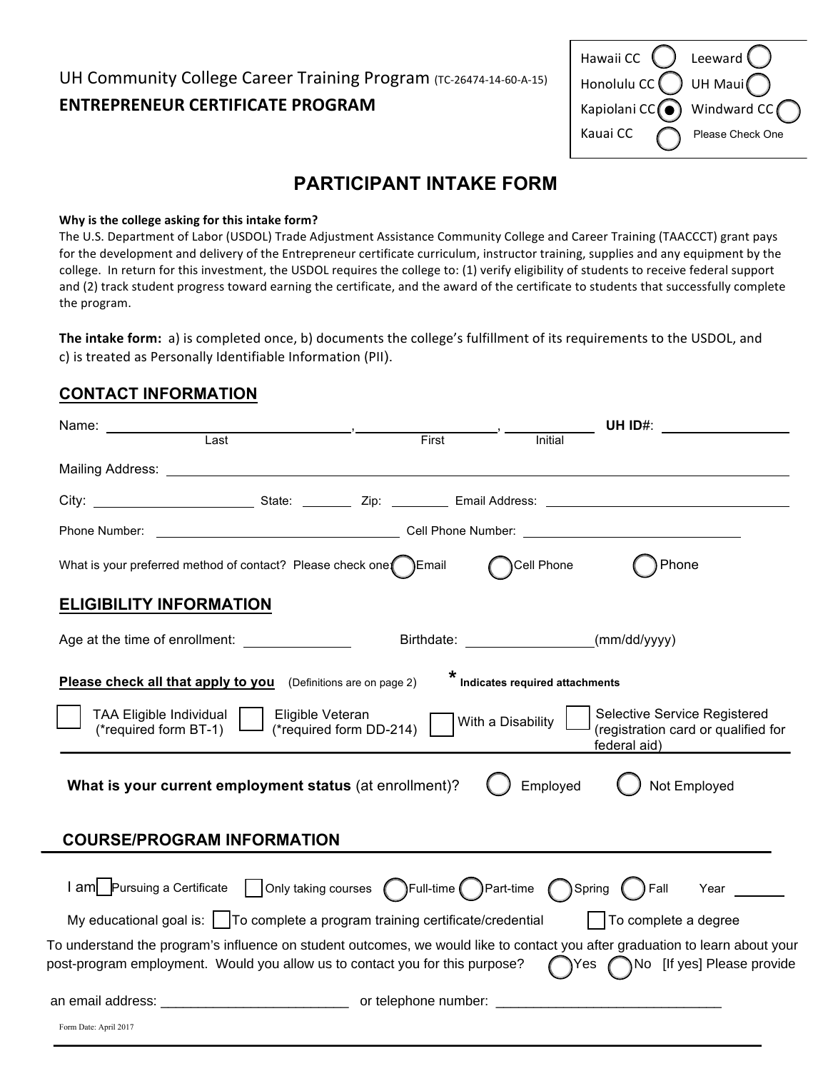UH Community College Career Training Program (TC-26474-14-60-A-15)

**ENTREPRENEUR CERTIFICATE PROGRAM**

| | | | |
|---|---|---|---|
| Hawaii CC | ○ | Leeward | ○ |
| Honolulu CC | ○ | UH Maui | ○ |
| Kapiolani CC | ● | Windward CC | ○ |
| Kauai CC | ○ | Please Check One | |

# PARTICIPANT INTAKE FORM

**Why is the college asking for this intake form?**

The U.S. Department of Labor (USDOL) Trade Adjustment Assistance Community College and Career Training (TAACCCT) grant pays for the development and delivery of the Entrepreneur certificate curriculum, instructor training, supplies and any equipment by the college. In return for this investment, the USDOL requires the college to: (1) verify eligibility of students to receive federal support and (2) track student progress toward earning the certificate, and the award of the certificate to students that successfully complete the program.

**The intake form:** a) is completed once, b) documents the college's fulfillment of its requirements to the USDOL, and c) is treated as Personally Identifiable Information (PII).

## CONTACT INFORMATION

Name: ______________________, ______________, __________ **UH ID#**: ______________
Last First Initial

Mailing Address: ____________________________________________

City: ______________ State: _______ Zip: ________ Email Address: ______________________

Phone Number: ______________________ Cell Phone Number: ______________________

What is your preferred method of contact? Please check one: ○ Email ○ Cell Phone ○ Phone

## ELIGIBILITY INFORMATION

Age at the time of enrollment: ____________ Birthdate: ______________(mm/dd/yyyy)

**Please check all that apply to you** (Definitions are on page 2) * **Indicates required attachments**

☐ TAA Eligible Individual (*required form BT-1) ☐ Eligible Veteran (*required form DD-214) ☐ With a Disability ☐ Selective Service Registered (registration card or qualified for federal aid)

**What is your current employment status** (at enrollment)? ○ Employed ○ Not Employed

## COURSE/PROGRAM INFORMATION

I am ☐ Pursuing a Certificate ☐ Only taking courses ○ Full-time ○ Part-time ○ Spring ○ Fall Year ______

My educational goal is: ☐ To complete a program training certificate/credential ☐ To complete a degree

To understand the program's influence on student outcomes, we would like to contact you after graduation to learn about your post-program employment. Would you allow us to contact you for this purpose? ○ Yes ○ No [If yes] Please provide

an email address: ________________________ or telephone number: ____________________________

Form Date: April 2017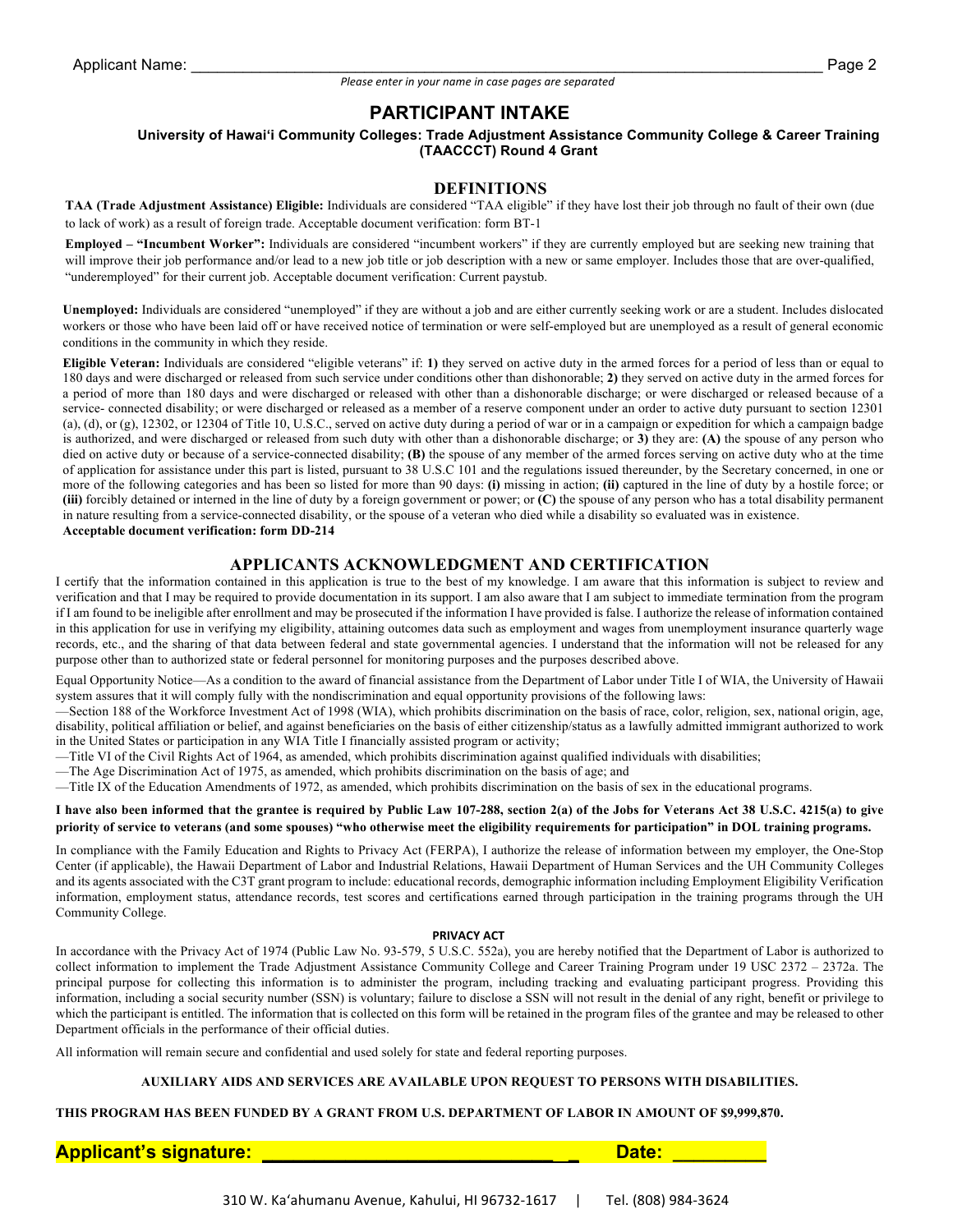Applicant Name: ________________________________________________________________

*Please enter in your name in case pages are separated*

# PARTICIPANT INTAKE

**University of Hawai'i Community Colleges: Trade Adjustment Assistance Community College & Career Training (TAACCCT) Round 4 Grant**

## DEFINITIONS

**TAA (Trade Adjustment Assistance) Eligible:** Individuals are considered "TAA eligible" if they have lost their job through no fault of their own (due to lack of work) as a result of foreign trade. Acceptable document verification: form BT-1

**Employed – "Incumbent Worker":** Individuals are considered "incumbent workers" if they are currently employed but are seeking new training that will improve their job performance and/or lead to a new job title or job description with a new or same employer. Includes those that are over-qualified, "underemployed" for their current job. Acceptable document verification: Current paystub.

**Unemployed:** Individuals are considered "unemployed" if they are without a job and are either currently seeking work or are a student. Includes dislocated workers or those who have been laid off or have received notice of termination or were self-employed but are unemployed as a result of general economic conditions in the community in which they reside.

**Eligible Veteran:** Individuals are considered "eligible veterans" if: **1)** they served on active duty in the armed forces for a period of less than or equal to 180 days and were discharged or released from such service under conditions other than dishonorable; **2)** they served on active duty in the armed forces for a period of more than 180 days and were discharged or released with other than a dishonorable discharge; or were discharged or released because of a service- connected disability; or were discharged or released as a member of a reserve component under an order to active duty pursuant to section 12301 (a), (d), or (g), 12302, or 12304 of Title 10, U.S.C., served on active duty during a period of war or in a campaign or expedition for which a campaign badge is authorized, and were discharged or released from such duty with other than a dishonorable discharge; or **3)** they are: **(A)** the spouse of any person who died on active duty or because of a service-connected disability; **(B)** the spouse of any member of the armed forces serving on active duty who at the time of application for assistance under this part is listed, pursuant to 38 U.S.C 101 and the regulations issued thereunder, by the Secretary concerned, in one or more of the following categories and has been so listed for more than 90 days: **(i)** missing in action; **(ii)** captured in the line of duty by a hostile force; or **(iii)** forcibly detained or interned in the line of duty by a foreign government or power; or **(C)** the spouse of any person who has a total disability permanent in nature resulting from a service-connected disability, or the spouse of a veteran who died while a disability so evaluated was in existence.
**Acceptable document verification: form DD-214**

## APPLICANTS ACKNOWLEDGMENT AND CERTIFICATION

I certify that the information contained in this application is true to the best of my knowledge. I am aware that this information is subject to review and verification and that I may be required to provide documentation in its support. I am also aware that I am subject to immediate termination from the program if I am found to be ineligible after enrollment and may be prosecuted if the information I have provided is false. I authorize the release of information contained in this application for use in verifying my eligibility, attaining outcomes data such as employment and wages from unemployment insurance quarterly wage records, etc., and the sharing of that data between federal and state governmental agencies. I understand that the information will not be released for any purpose other than to authorized state or federal personnel for monitoring purposes and the purposes described above.

Equal Opportunity Notice—As a condition to the award of financial assistance from the Department of Labor under Title I of WIA, the University of Hawaii system assures that it will comply fully with the nondiscrimination and equal opportunity provisions of the following laws:
—Section 188 of the Workforce Investment Act of 1998 (WIA), which prohibits discrimination on the basis of race, color, religion, sex, national origin, age, disability, political affiliation or belief, and against beneficiaries on the basis of either citizenship/status as a lawfully admitted immigrant authorized to work in the United States or participation in any WIA Title I financially assisted program or activity;
—Title VI of the Civil Rights Act of 1964, as amended, which prohibits discrimination against qualified individuals with disabilities;
—The Age Discrimination Act of 1975, as amended, which prohibits discrimination on the basis of age; and
—Title IX of the Education Amendments of 1972, as amended, which prohibits discrimination on the basis of sex in the educational programs.

**I have also been informed that the grantee is required by Public Law 107-288, section 2(a) of the Jobs for Veterans Act 38 U.S.C. 4215(a) to give priority of service to veterans (and some spouses) "who otherwise meet the eligibility requirements for participation" in DOL training programs.**

In compliance with the Family Education and Rights to Privacy Act (FERPA), I authorize the release of information between my employer, the One-Stop Center (if applicable), the Hawaii Department of Labor and Industrial Relations, Hawaii Department of Human Services and the UH Community Colleges and its agents associated with the C3T grant program to include: educational records, demographic information including Employment Eligibility Verification information, employment status, attendance records, test scores and certifications earned through participation in the training programs through the UH Community College.

### PRIVACY ACT

In accordance with the Privacy Act of 1974 (Public Law No. 93-579, 5 U.S.C. 552a), you are hereby notified that the Department of Labor is authorized to collect information to implement the Trade Adjustment Assistance Community College and Career Training Program under 19 USC 2372 – 2372a. The principal purpose for collecting this information is to administer the program, including tracking and evaluating participant progress. Providing this information, including a social security number (SSN) is voluntary; failure to disclose a SSN will not result in the denial of any right, benefit or privilege to which the participant is entitled. The information that is collected on this form will be retained in the program files of the grantee and may be released to other Department officials in the performance of their official duties.

All information will remain secure and confidential and used solely for state and federal reporting purposes.

**AUXILIARY AIDS AND SERVICES ARE AVAILABLE UPON REQUEST TO PERSONS WITH DISABILITIES.**

**THIS PROGRAM HAS BEEN FUNDED BY A GRANT FROM U.S. DEPARTMENT OF LABOR IN AMOUNT OF $9,999,870.**

**Applicant's signature: ______________________________ _ Date: _________**

310 W. Ka'ahumanu Avenue, Kahului, HI 96732-1617 | Tel. (808) 984-3624